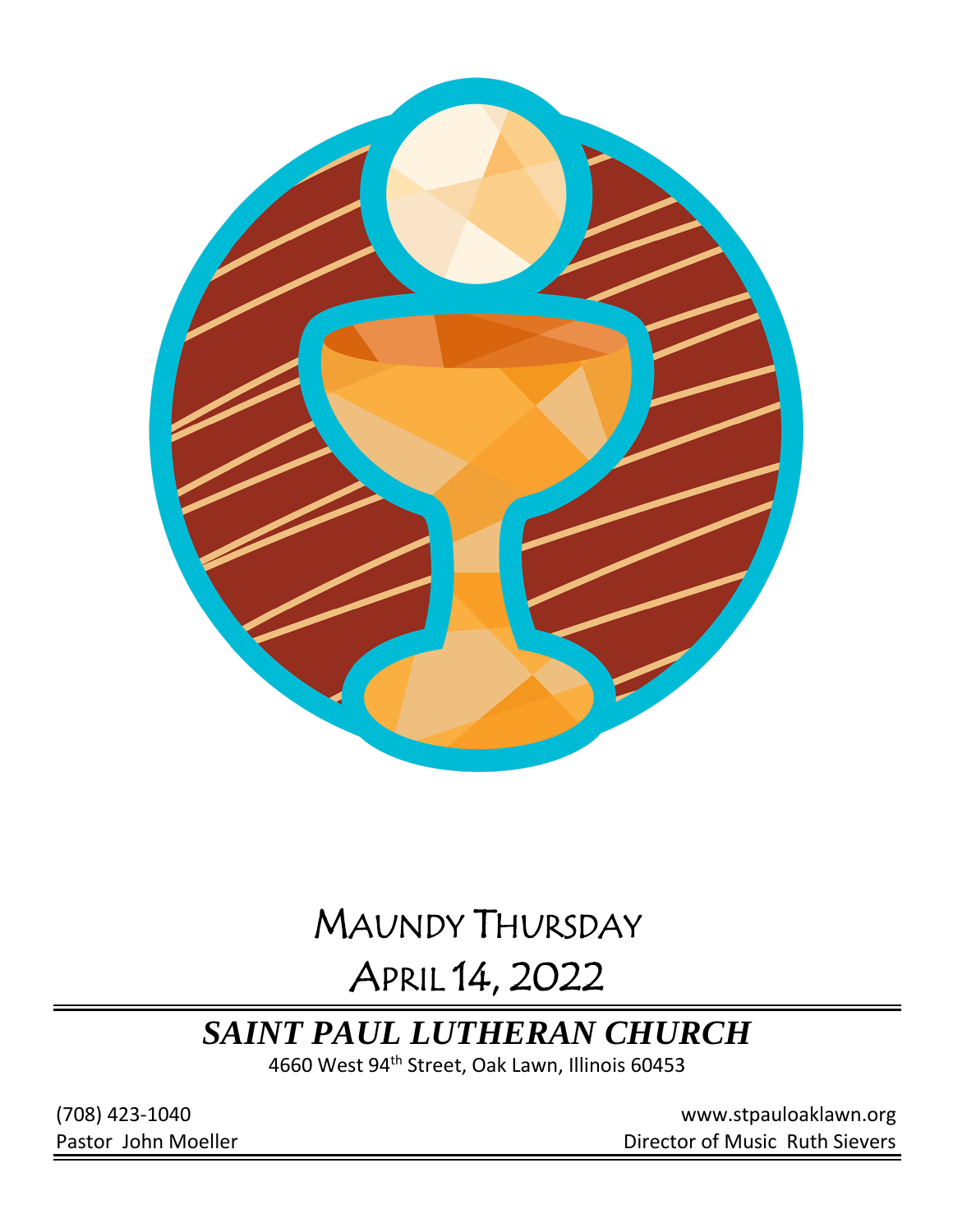# Maundy Thursday

# April 14, 2022

## *SAINT PAUL LUTHERAN CHURCH*

4660 West 94th Street, Oak Lawn, Illinois 60453

(708) 423-1040 www.stpauloaklawn.org

Pastor John Moeller Director of Music Ruth Sievers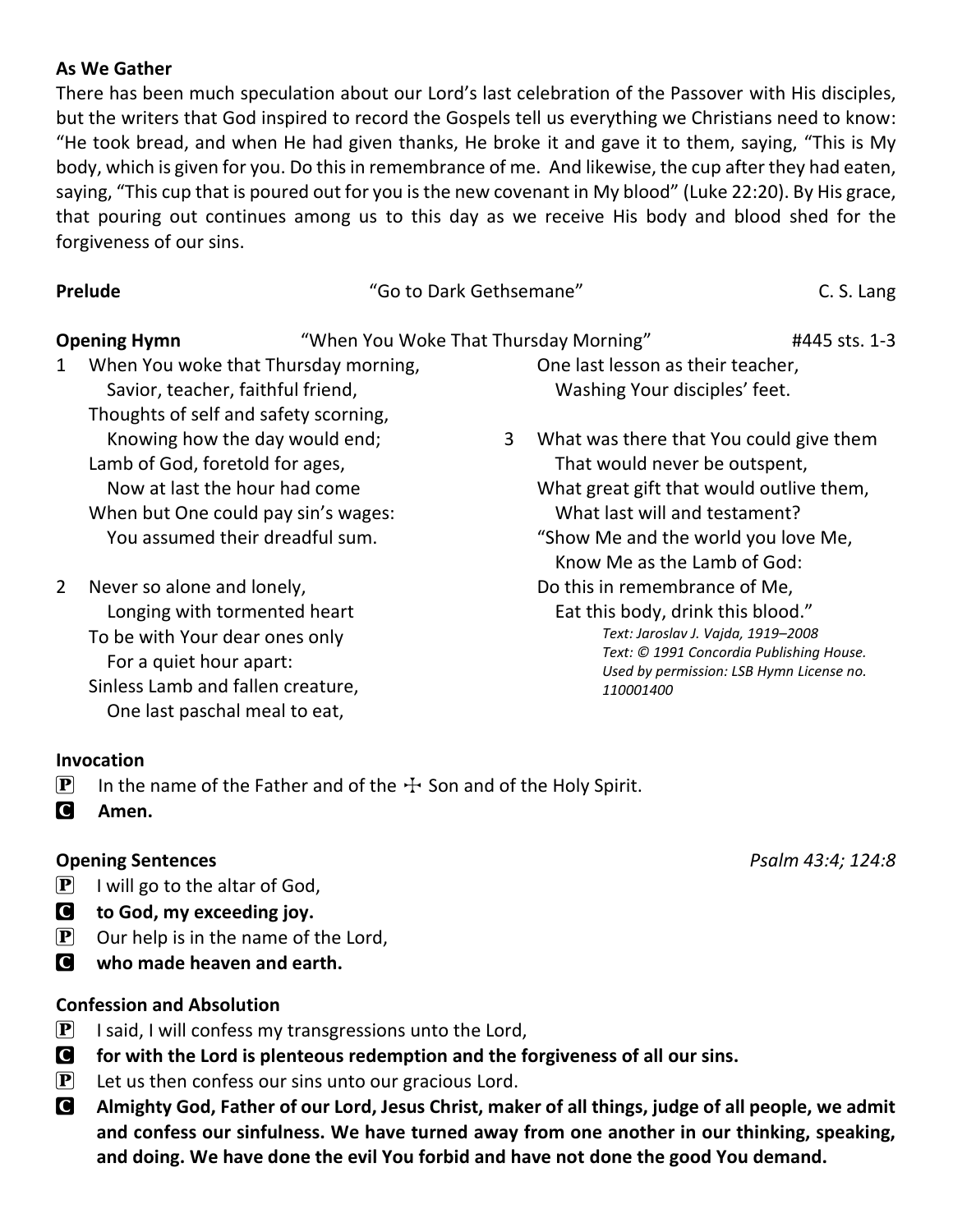**As We Gather**

There has been much speculation about our Lord's last celebration of the Passover with His disciples, but the writers that God inspired to record the Gospels tell us everything we Christians need to know: "He took bread, and when He had given thanks, He broke it and gave it to them, saying, "This is My body, which is given for you. Do this in remembrance of me. And likewise, the cup after they had eaten, saying, "This cup that is poured out for you is the new covenant in My blood" (Luke 22:20). By His grace, that pouring out continues among us to this day as we receive His body and blood shed for the forgiveness of our sins.

**Prelude** "Go to Dark Gethsemane" C. S. Lang

**Opening Hymn** "When You Woke That Thursday Morning" #445 sts. 1-3

1 When You woke that Thursday morning,
  Savior, teacher, faithful friend,
 Thoughts of self and safety scorning,
  Knowing how the day would end;
 Lamb of God, foretold for ages,
  Now at last the hour had come
 When but One could pay sin's wages:
  You assumed their dreadful sum.

2 Never so alone and lonely,
  Longing with tormented heart
 To be with Your dear ones only
  For a quiet hour apart:
 Sinless Lamb and fallen creature,
  One last paschal meal to eat,
 One last lesson as their teacher,
  Washing Your disciples' feet.

3 What was there that You could give them
  That would never be outspent,
 What great gift that would outlive them,
  What last will and testament?
 "Show Me and the world you love Me,
  Know Me as the Lamb of God:
 Do this in remembrance of Me,
  Eat this body, drink this blood."

*Text: Jaroslav J. Vajda, 1919–2008*
*Text: © 1991 Concordia Publishing House. Used by permission: LSB Hymn License no. 110001400*

**Invocation**

P In the name of the Father and of the ☩ Son and of the Holy Spirit.
C **Amen.**

**Opening Sentences** *Psalm 43:4; 124:8*

P I will go to the altar of God,
C **to God, my exceeding joy.**
P Our help is in the name of the Lord,
C **who made heaven and earth.**

**Confession and Absolution**

P I said, I will confess my transgressions unto the Lord,
C **for with the Lord is plenteous redemption and the forgiveness of all our sins.**
P Let us then confess our sins unto our gracious Lord.
C **Almighty God, Father of our Lord, Jesus Christ, maker of all things, judge of all people, we admit and confess our sinfulness. We have turned away from one another in our thinking, speaking, and doing. We have done the evil You forbid and have not done the good You demand.**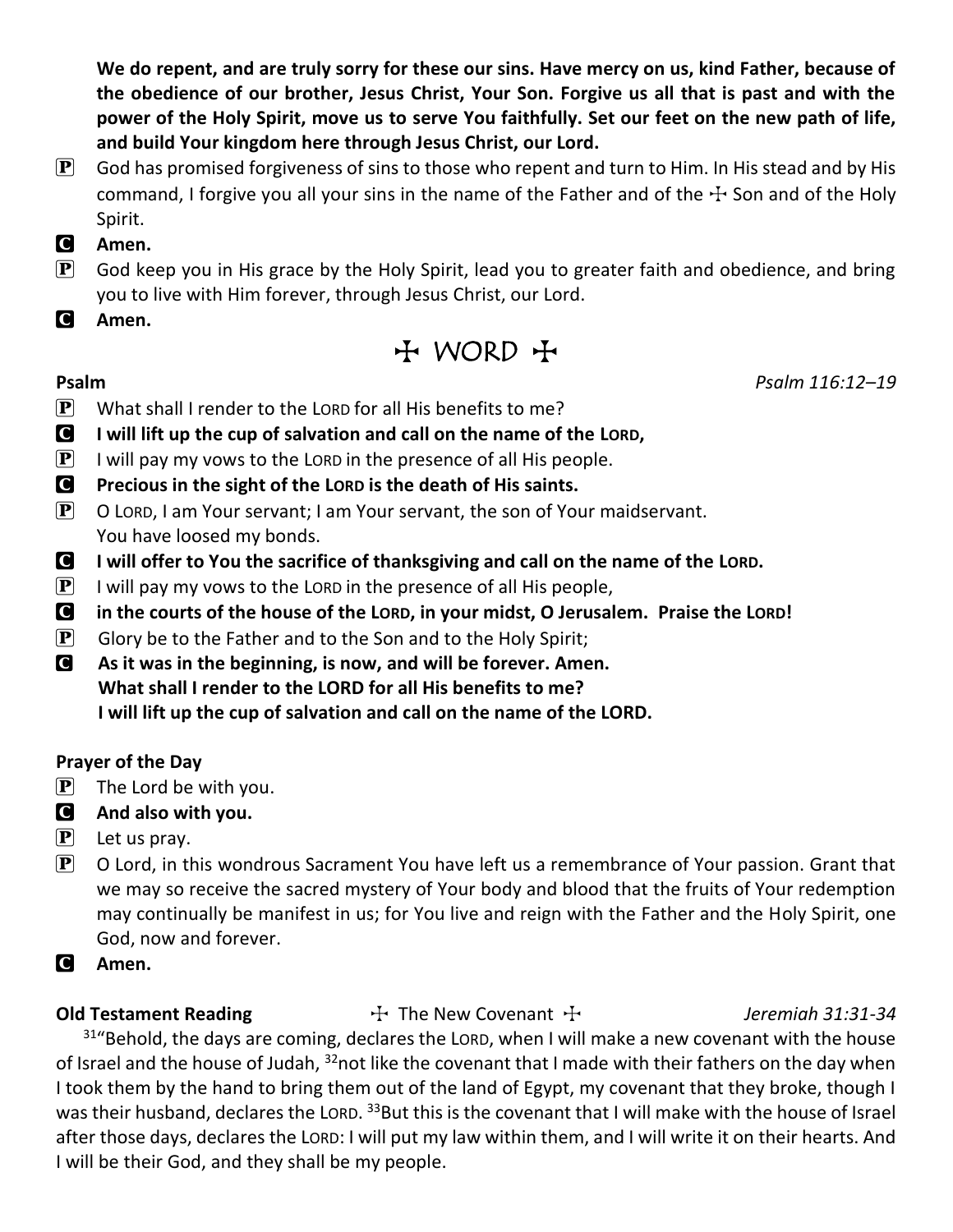**We do repent, and are truly sorry for these our sins. Have mercy on us, kind Father, because of the obedience of our brother, Jesus Christ, Your Son. Forgive us all that is past and with the power of the Holy Spirit, move us to serve You faithfully. Set our feet on the new path of life, and build Your kingdom here through Jesus Christ, our Lord.**

**P** God has promised forgiveness of sins to those who repent and turn to Him. In His stead and by His command, I forgive you all your sins in the name of the Father and of the ☩ Son and of the Holy Spirit.

**C** **Amen.**

**P** God keep you in His grace by the Holy Spirit, lead you to greater faith and obedience, and bring you to live with Him forever, through Jesus Christ, our Lord.

**C** **Amen.**

# ☩ WORD ☩

**Psalm** *Psalm 116:12–19*

**P** What shall I render to the LORD for all His benefits to me?

**C** **I will lift up the cup of salvation and call on the name of the LORD,**

**P** I will pay my vows to the LORD in the presence of all His people.

**C** **Precious in the sight of the LORD is the death of His saints.**

**P** O LORD, I am Your servant; I am Your servant, the son of Your maidservant. You have loosed my bonds.

**C** **I will offer to You the sacrifice of thanksgiving and call on the name of the LORD.**

**P** I will pay my vows to the LORD in the presence of all His people,

**C** **in the courts of the house of the LORD, in your midst, O Jerusalem. Praise the LORD!**

**P** Glory be to the Father and to the Son and to the Holy Spirit;

**C** **As it was in the beginning, is now, and will be forever. Amen.**
**What shall I render to the LORD for all His benefits to me?**
**I will lift up the cup of salvation and call on the name of the LORD.**

**Prayer of the Day**

**P** The Lord be with you.

**C** **And also with you.**

**P** Let us pray.

**P** O Lord, in this wondrous Sacrament You have left us a remembrance of Your passion. Grant that we may so receive the sacred mystery of Your body and blood that the fruits of Your redemption may continually be manifest in us; for You live and reign with the Father and the Holy Spirit, one God, now and forever.

**C** **Amen.**

**Old Testament Reading** ☩ The New Covenant ☩ *Jeremiah 31:31-34*

[31]"Behold, the days are coming, declares the LORD, when I will make a new covenant with the house of Israel and the house of Judah, [32]not like the covenant that I made with their fathers on the day when I took them by the hand to bring them out of the land of Egypt, my covenant that they broke, though I was their husband, declares the LORD. [33]But this is the covenant that I will make with the house of Israel after those days, declares the LORD: I will put my law within them, and I will write it on their hearts. And I will be their God, and they shall be my people.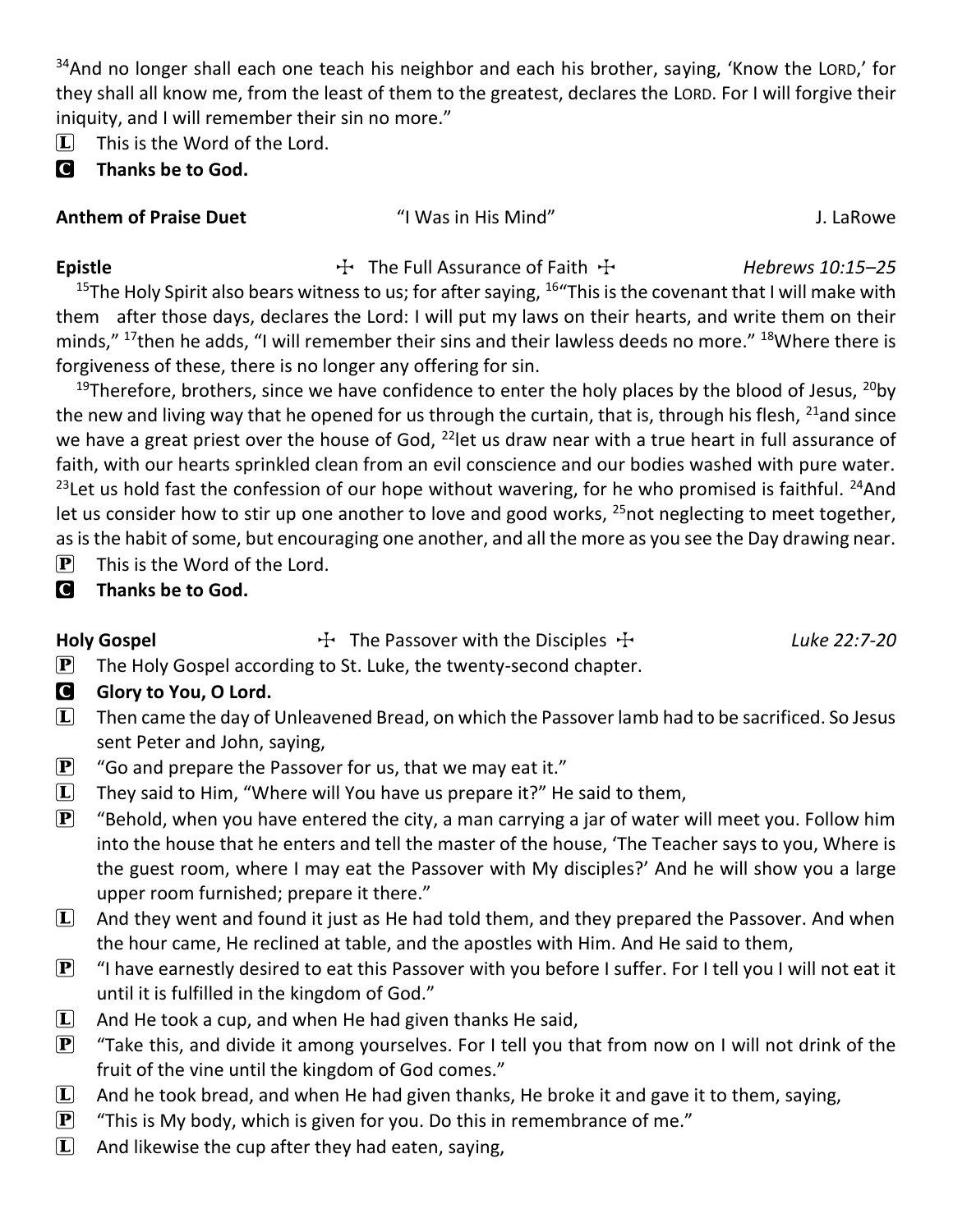[34]And no longer shall each one teach his neighbor and each his brother, saying, 'Know the LORD,' for they shall all know me, from the least of them to the greatest, declares the LORD. For I will forgive their iniquity, and I will remember their sin no more."

**L** This is the Word of the Lord.

**C** **Thanks be to God.**

**Anthem of Praise Duet** "I Was in His Mind" J. LaRowe

**Epistle** ☩ The Full Assurance of Faith ☩ *Hebrews 10:15–25*

[15]The Holy Spirit also bears witness to us; for after saying, [16]"This is the covenant that I will make with them after those days, declares the Lord: I will put my laws on their hearts, and write them on their minds," [17]then he adds, "I will remember their sins and their lawless deeds no more." [18]Where there is forgiveness of these, there is no longer any offering for sin.

[19]Therefore, brothers, since we have confidence to enter the holy places by the blood of Jesus, [20]by the new and living way that he opened for us through the curtain, that is, through his flesh, [21]and since we have a great priest over the house of God, [22]let us draw near with a true heart in full assurance of faith, with our hearts sprinkled clean from an evil conscience and our bodies washed with pure water. [23]Let us hold fast the confession of our hope without wavering, for he who promised is faithful. [24]And let us consider how to stir up one another to love and good works, [25]not neglecting to meet together, as is the habit of some, but encouraging one another, and all the more as you see the Day drawing near.

**P** This is the Word of the Lord.

**C** **Thanks be to God.**

**Holy Gospel** ☩ The Passover with the Disciples ☩ *Luke 22:7-20*

**P** The Holy Gospel according to St. Luke, the twenty-second chapter.

**C** **Glory to You, O Lord.**

**L** Then came the day of Unleavened Bread, on which the Passover lamb had to be sacrificed. So Jesus sent Peter and John, saying,

**P** "Go and prepare the Passover for us, that we may eat it."

**L** They said to Him, "Where will You have us prepare it?" He said to them,

**P** "Behold, when you have entered the city, a man carrying a jar of water will meet you. Follow him into the house that he enters and tell the master of the house, 'The Teacher says to you, Where is the guest room, where I may eat the Passover with My disciples?' And he will show you a large upper room furnished; prepare it there."

**L** And they went and found it just as He had told them, and they prepared the Passover. And when the hour came, He reclined at table, and the apostles with Him. And He said to them,

**P** "I have earnestly desired to eat this Passover with you before I suffer. For I tell you I will not eat it until it is fulfilled in the kingdom of God."

**L** And He took a cup, and when He had given thanks He said,

**P** "Take this, and divide it among yourselves. For I tell you that from now on I will not drink of the fruit of the vine until the kingdom of God comes."

**L** And he took bread, and when He had given thanks, He broke it and gave it to them, saying,

**P** "This is My body, which is given for you. Do this in remembrance of me."

**L** And likewise the cup after they had eaten, saying,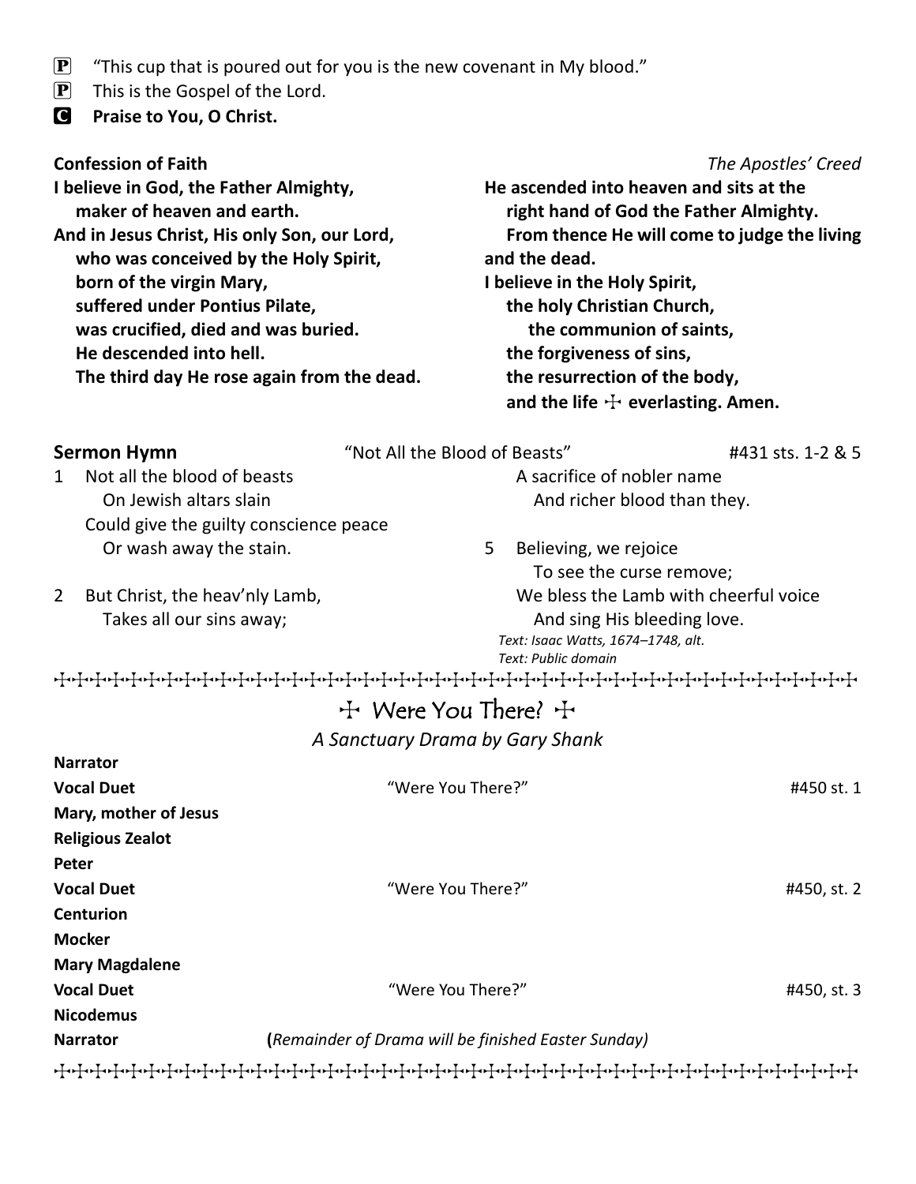**P** "This cup that is poured out for you is the new covenant in My blood."

**P** This is the Gospel of the Lord.

**C** **Praise to You, O Christ.**

**Confession of Faith** *The Apostles' Creed*

**I believe in God, the Father Almighty,**
**maker of heaven and earth.**
**And in Jesus Christ, His only Son, our Lord,**
**who was conceived by the Holy Spirit,**
**born of the virgin Mary,**
**suffered under Pontius Pilate,**
**was crucified, died and was buried.**
**He descended into hell.**
**The third day He rose again from the dead.**
**He ascended into heaven and sits at the**
**right hand of God the Father Almighty.**
**From thence He will come to judge the living and the dead.**
**I believe in the Holy Spirit,**
**the holy Christian Church,**
**the communion of saints,**
**the forgiveness of sins,**
**the resurrection of the body,**
**and the life ☩ everlasting. Amen.**

**Sermon Hymn** "Not All the Blood of Beasts" #431 sts. 1-2 & 5

1 Not all the blood of beasts
On Jewish altars slain
Could give the guilty conscience peace
Or wash away the stain.

2 But Christ, the heav'nly Lamb,
Takes all our sins away;
A sacrifice of nobler name
And richer blood than they.

5 Believing, we rejoice
To see the curse remove;
We bless the Lamb with cheerful voice
And sing His bleeding love.

*Text: Isaac Watts, 1674–1748, alt.*
*Text: Public domain*

## ☩ Were You There? ☩

*A Sanctuary Drama by Gary Shank*

| | | |
|---|---|---|
| **Narrator** | | |
| **Vocal Duet** | "Were You There?" | #450 st. 1 |
| **Mary, mother of Jesus** | | |
| **Religious Zealot** | | |
| **Peter** | | |
| **Vocal Duet** | "Were You There?" | #450, st. 2 |
| **Centurion** | | |
| **Mocker** | | |
| **Mary Magdalene** | | |
| **Vocal Duet** | "Were You There?" | #450, st. 3 |
| **Nicodemus** | | |
| **Narrator** | (*Remainder of Drama will be finished Easter Sunday)* | |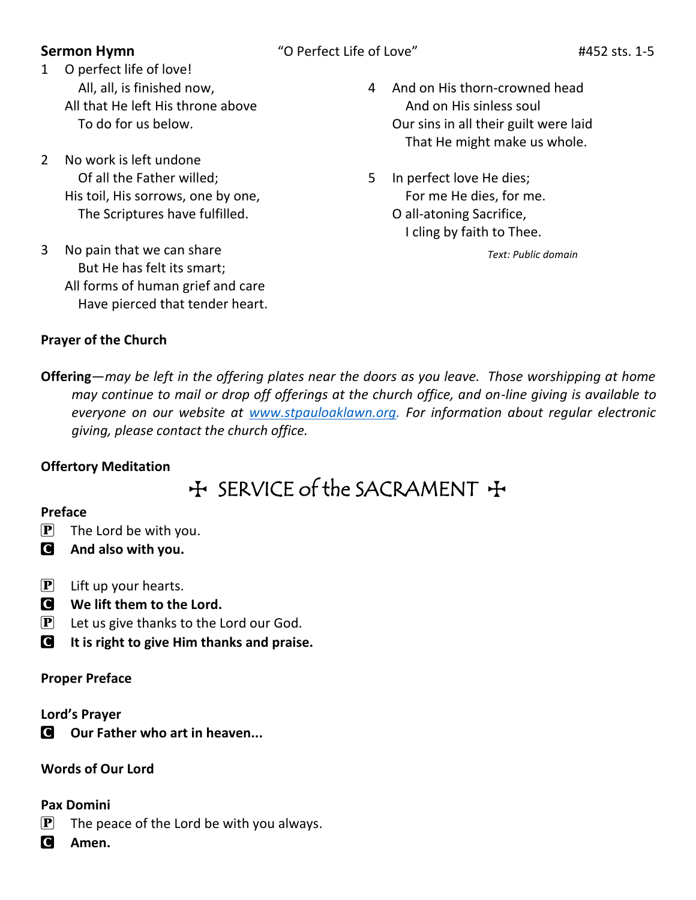**Sermon Hymn** "O Perfect Life of Love" #452 sts. 1-5

1 O perfect life of love!
  All, all, is finished now,
 All that He left His throne above
  To do for us below.

2 No work is left undone
  Of all the Father willed;
 His toil, His sorrows, one by one,
  The Scriptures have fulfilled.

3 No pain that we can share
  But He has felt its smart;
 All forms of human grief and care
  Have pierced that tender heart.

4 And on His thorn-crowned head
  And on His sinless soul
 Our sins in all their guilt were laid
  That He might make us whole.

5 In perfect love He dies;
  For me He dies, for me.
 O all-atoning Sacrifice,
  I cling by faith to Thee.

*Text: Public domain*

**Prayer of the Church**

**Offering**—*may be left in the offering plates near the doors as you leave. Those worshipping at home may continue to mail or drop off offerings at the church office, and on-line giving is available to everyone on our website at [www.stpauloaklawn.org](http://www.stpauloaklawn.org). For information about regular electronic giving, please contact the church office.*

**Offertory Meditation**

## ✠ SERVICE of the SACRAMENT ✠

**Preface**

P The Lord be with you.
C **And also with you.**

P Lift up your hearts.
C **We lift them to the Lord.**
P Let us give thanks to the Lord our God.
C **It is right to give Him thanks and praise.**

**Proper Preface**

**Lord's Prayer**
C **Our Father who art in heaven...**

**Words of Our Lord**

**Pax Domini**
P The peace of the Lord be with you always.
C **Amen.**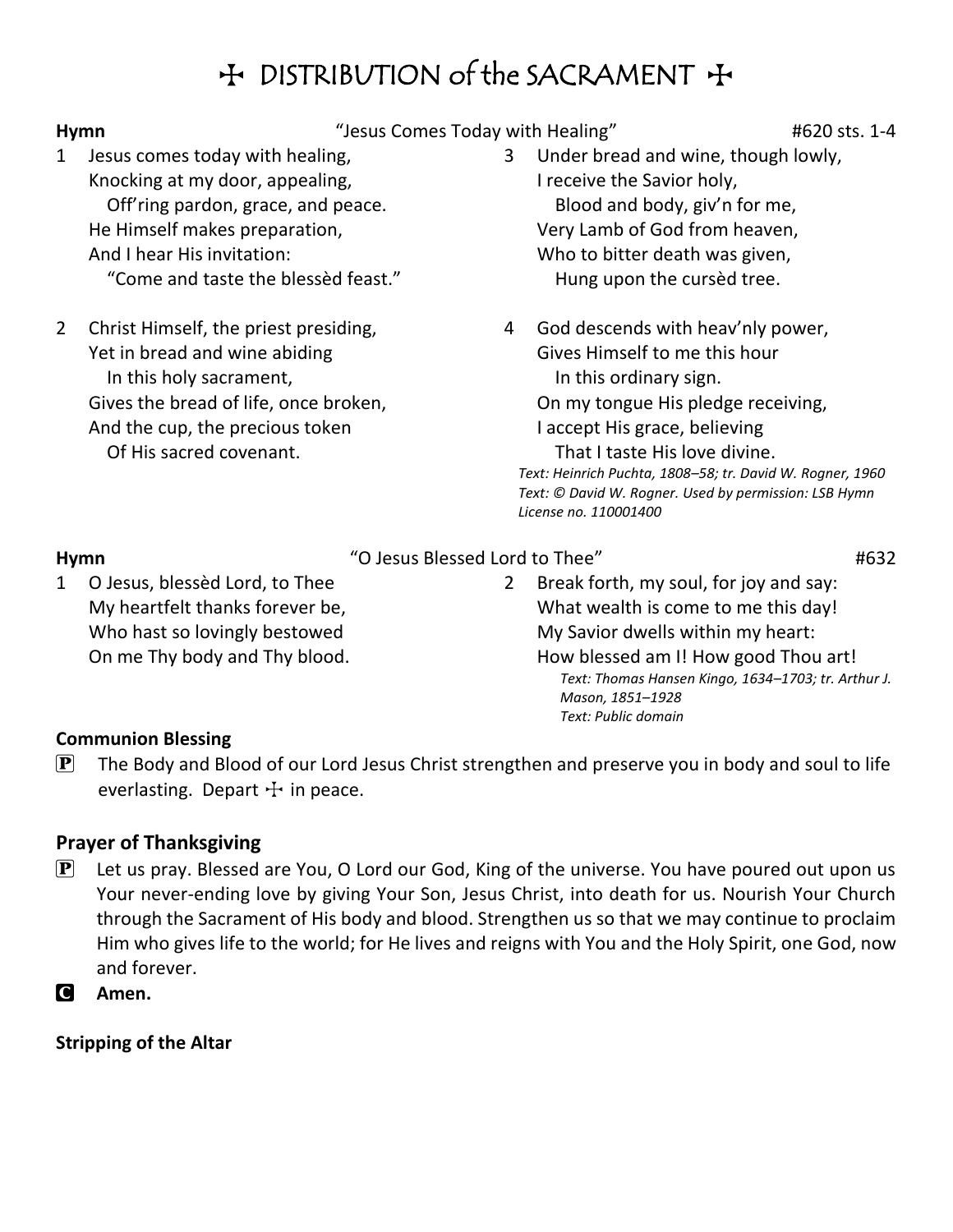# ☩ DISTRIBUTION of the SACRAMENT ☩

**Hymn** "Jesus Comes Today with Healing" #620 sts. 1-4

1 Jesus comes today with healing,
Knocking at my door, appealing,
Off'ring pardon, grace, and peace.
He Himself makes preparation,
And I hear His invitation:
"Come and taste the blessèd feast."

2 Christ Himself, the priest presiding,
Yet in bread and wine abiding
In this holy sacrament,
Gives the bread of life, once broken,
And the cup, the precious token
Of His sacred covenant.

3 Under bread and wine, though lowly,
I receive the Savior holy,
Blood and body, giv'n for me,
Very Lamb of God from heaven,
Who to bitter death was given,
Hung upon the cursèd tree.

4 God descends with heav'nly power,
Gives Himself to me this hour
In this ordinary sign.
On my tongue His pledge receiving,
I accept His grace, believing
That I taste His love divine.

*Text: Heinrich Puchta, 1808–58; tr. David W. Rogner, 1960*
*Text: © David W. Rogner. Used by permission: LSB Hymn License no. 110001400*

**Hymn** "O Jesus Blessed Lord to Thee" #632

1 O Jesus, blessèd Lord, to Thee
My heartfelt thanks forever be,
Who hast so lovingly bestowed
On me Thy body and Thy blood.

2 Break forth, my soul, for joy and say:
What wealth is come to me this day!
My Savior dwells within my heart:
How blessed am I! How good Thou art!

*Text: Thomas Hansen Kingo, 1634–1703; tr. Arthur J. Mason, 1851–1928*
*Text: Public domain*

**Communion Blessing**

P The Body and Blood of our Lord Jesus Christ strengthen and preserve you in body and soul to life everlasting. Depart ☩ in peace.

## Prayer of Thanksgiving

P Let us pray. Blessed are You, O Lord our God, King of the universe. You have poured out upon us Your never-ending love by giving Your Son, Jesus Christ, into death for us. Nourish Your Church through the Sacrament of His body and blood. Strengthen us so that we may continue to proclaim Him who gives life to the world; for He lives and reigns with You and the Holy Spirit, one God, now and forever.

C **Amen.**

**Stripping of the Altar**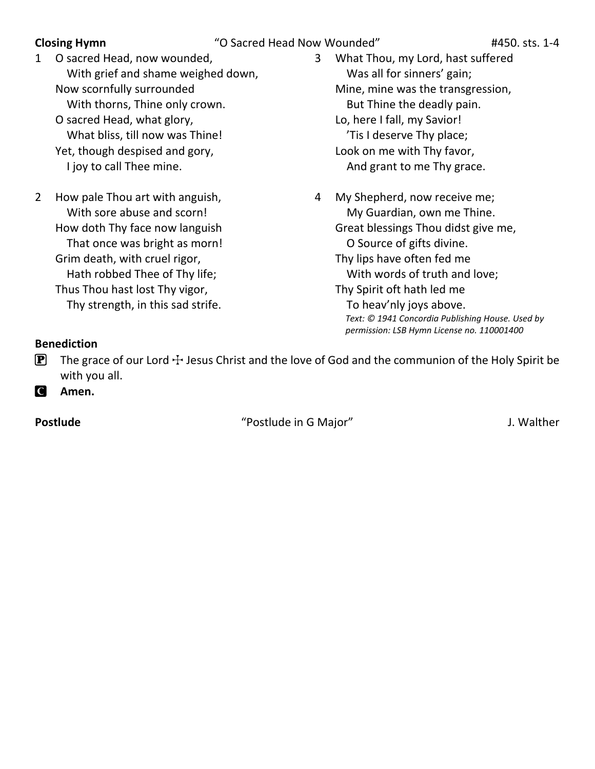**Closing Hymn** "O Sacred Head Now Wounded" #450. sts. 1-4

1 O sacred Head, now wounded,
  With grief and shame weighed down,
Now scornfully surrounded
  With thorns, Thine only crown.
O sacred Head, what glory,
  What bliss, till now was Thine!
Yet, though despised and gory,
  I joy to call Thee mine.

2 How pale Thou art with anguish,
  With sore abuse and scorn!
How doth Thy face now languish
  That once was bright as morn!
Grim death, with cruel rigor,
  Hath robbed Thee of Thy life;
Thus Thou hast lost Thy vigor,
  Thy strength, in this sad strife.

3 What Thou, my Lord, hast suffered
  Was all for sinners' gain;
Mine, mine was the transgression,
  But Thine the deadly pain.
Lo, here I fall, my Savior!
  'Tis I deserve Thy place;
Look on me with Thy favor,
  And grant to me Thy grace.

4 My Shepherd, now receive me;
  My Guardian, own me Thine.
Great blessings Thou didst give me,
  O Source of gifts divine.
Thy lips have often fed me
  With words of truth and love;
Thy Spirit oft hath led me
  To heav'nly joys above.

*Text: © 1941 Concordia Publishing House. Used by permission: LSB Hymn License no. 110001400*

**Benediction**

P The grace of our Lord ☩ Jesus Christ and the love of God and the communion of the Holy Spirit be with you all.

C **Amen.**

**Postlude** "Postlude in G Major" J. Walther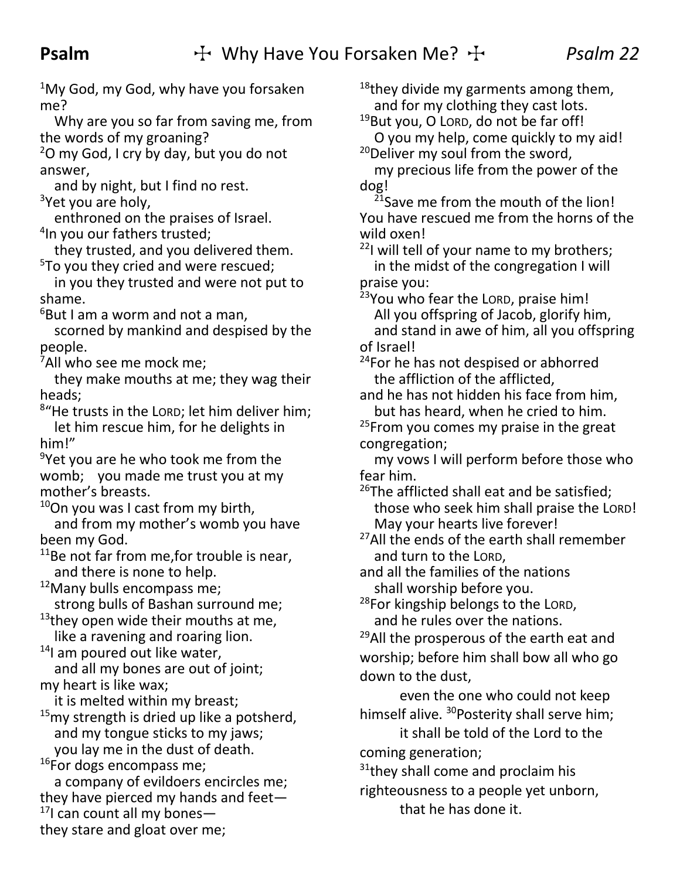**Psalm** ☩ Why Have You Forsaken Me? ☩ *Psalm 22*

[1]My God, my God, why have you forsaken me?
   Why are you so far from saving me, from the words of my groaning?
[2]O my God, I cry by day, but you do not answer,
   and by night, but I find no rest.
[3]Yet you are holy,
   enthroned on the praises of Israel.
[4]In you our fathers trusted;
   they trusted, and you delivered them.
[5]To you they cried and were rescued;
   in you they trusted and were not put to shame.
[6]But I am a worm and not a man,
   scorned by mankind and despised by the people.
[7]All who see me mock me;
   they make mouths at me; they wag their heads;
[8]"He trusts in the LORD; let him deliver him;
   let him rescue him, for he delights in him!"
[9]Yet you are he who took me from the womb;   you made me trust you at my mother's breasts.
[10]On you was I cast from my birth,
   and from my mother's womb you have been my God.
[11]Be not far from me,for trouble is near,
   and there is none to help.
[12]Many bulls encompass me;
   strong bulls of Bashan surround me;
[13]they open wide their mouths at me,
   like a ravening and roaring lion.
[14]I am poured out like water,
   and all my bones are out of joint;
my heart is like wax;
   it is melted within my breast;
[15]my strength is dried up like a potsherd,
   and my tongue sticks to my jaws;
   you lay me in the dust of death.
[16]For dogs encompass me;
   a company of evildoers encircles me;
they have pierced my hands and feet—
[17]I can count all my bones—
they stare and gloat over me;
[18]they divide my garments among them,
   and for my clothing they cast lots.
[19]But you, O LORD, do not be far off!
   O you my help, come quickly to my aid!
[20]Deliver my soul from the sword,
   my precious life from the power of the dog!
   [21]Save me from the mouth of the lion!
You have rescued me from the horns of the wild oxen!
[22]I will tell of your name to my brothers;
   in the midst of the congregation I will praise you:
[23]You who fear the LORD, praise him!
   All you offspring of Jacob, glorify him,
   and stand in awe of him, all you offspring of Israel!
[24]For he has not despised or abhorred
   the affliction of the afflicted,
and he has not hidden his face from him,
   but has heard, when he cried to him.
[25]From you comes my praise in the great congregation;
   my vows I will perform before those who fear him.
[26]The afflicted shall eat and be satisfied;
   those who seek him shall praise the LORD!
   May your hearts live forever!
[27]All the ends of the earth shall remember
   and turn to the LORD,
and all the families of the nations
   shall worship before you.
[28]For kingship belongs to the LORD,
   and he rules over the nations.
[29]All the prosperous of the earth eat and worship; before him shall bow all who go down to the dust,
      even the one who could not keep himself alive. [30]Posterity shall serve him;
      it shall be told of the Lord to the coming generation;
[31]they shall come and proclaim his righteousness to a people yet unborn,
      that he has done it.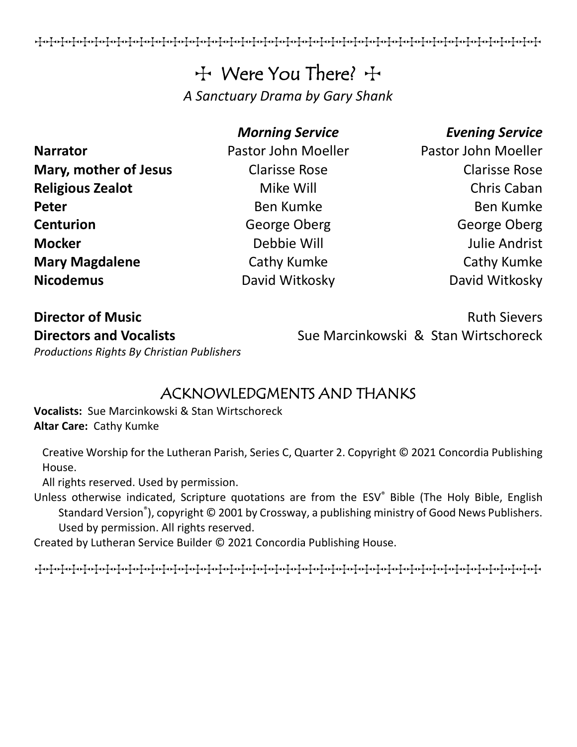# ☩ Were You There? ☩

*A Sanctuary Drama by Gary Shank*

| | *Morning Service* | *Evening Service* |
|---|---|---|
| **Narrator** | Pastor John Moeller | Pastor John Moeller |
| **Mary, mother of Jesus** | Clarisse Rose | Clarisse Rose |
| **Religious Zealot** | Mike Will | Chris Caban |
| **Peter** | Ben Kumke | Ben Kumke |
| **Centurion** | George Oberg | George Oberg |
| **Mocker** | Debbie Will | Julie Andrist |
| **Mary Magdalene** | Cathy Kumke | Cathy Kumke |
| **Nicodemus** | David Witkosky | David Witkosky |

**Director of Music** Ruth Sievers

**Directors and Vocalists** Sue Marcinkowski & Stan Wirtschoreck

*Productions Rights By Christian Publishers*

## ACKNOWLEDGMENTS AND THANKS

**Vocalists:** Sue Marcinkowski & Stan Wirtschoreck

**Altar Care:** Cathy Kumke

Creative Worship for the Lutheran Parish, Series C, Quarter 2. Copyright © 2021 Concordia Publishing House.

All rights reserved. Used by permission.

Unless otherwise indicated, Scripture quotations are from the ESV® Bible (The Holy Bible, English Standard Version®), copyright © 2001 by Crossway, a publishing ministry of Good News Publishers. Used by permission. All rights reserved.

Created by Lutheran Service Builder © 2021 Concordia Publishing House.